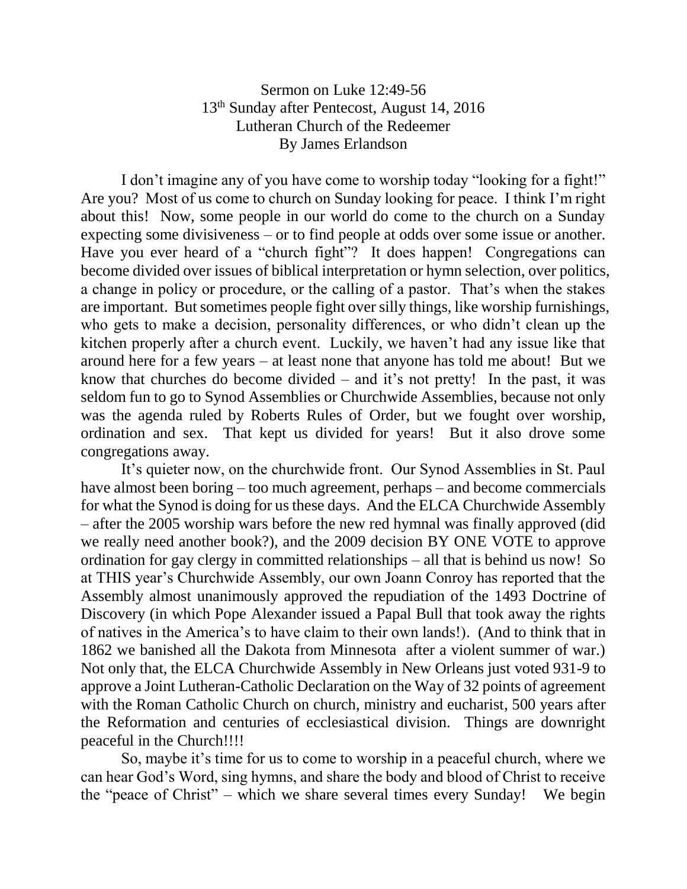Sermon on Luke 12:49-56
13th Sunday after Pentecost, August 14, 2016
Lutheran Church of the Redeemer
By James Erlandson

I don't imagine any of you have come to worship today "looking for a fight!" Are you? Most of us come to church on Sunday looking for peace. I think I'm right about this! Now, some people in our world do come to the church on a Sunday expecting some divisiveness – or to find people at odds over some issue or another. Have you ever heard of a "church fight"? It does happen! Congregations can become divided over issues of biblical interpretation or hymn selection, over politics, a change in policy or procedure, or the calling of a pastor. That's when the stakes are important. But sometimes people fight over silly things, like worship furnishings, who gets to make a decision, personality differences, or who didn't clean up the kitchen properly after a church event. Luckily, we haven't had any issue like that around here for a few years – at least none that anyone has told me about! But we know that churches do become divided – and it's not pretty! In the past, it was seldom fun to go to Synod Assemblies or Churchwide Assemblies, because not only was the agenda ruled by Roberts Rules of Order, but we fought over worship, ordination and sex. That kept us divided for years! But it also drove some congregations away.

It's quieter now, on the churchwide front. Our Synod Assemblies in St. Paul have almost been boring – too much agreement, perhaps – and become commercials for what the Synod is doing for us these days. And the ELCA Churchwide Assembly – after the 2005 worship wars before the new red hymnal was finally approved (did we really need another book?), and the 2009 decision BY ONE VOTE to approve ordination for gay clergy in committed relationships – all that is behind us now! So at THIS year's Churchwide Assembly, our own Joann Conroy has reported that the Assembly almost unanimously approved the repudiation of the 1493 Doctrine of Discovery (in which Pope Alexander issued a Papal Bull that took away the rights of natives in the America's to have claim to their own lands!). (And to think that in 1862 we banished all the Dakota from Minnesota after a violent summer of war.) Not only that, the ELCA Churchwide Assembly in New Orleans just voted 931-9 to approve a Joint Lutheran-Catholic Declaration on the Way of 32 points of agreement with the Roman Catholic Church on church, ministry and eucharist, 500 years after the Reformation and centuries of ecclesiastical division. Things are downright peaceful in the Church!!!!

So, maybe it's time for us to come to worship in a peaceful church, where we can hear God's Word, sing hymns, and share the body and blood of Christ to receive the "peace of Christ" – which we share several times every Sunday! We begin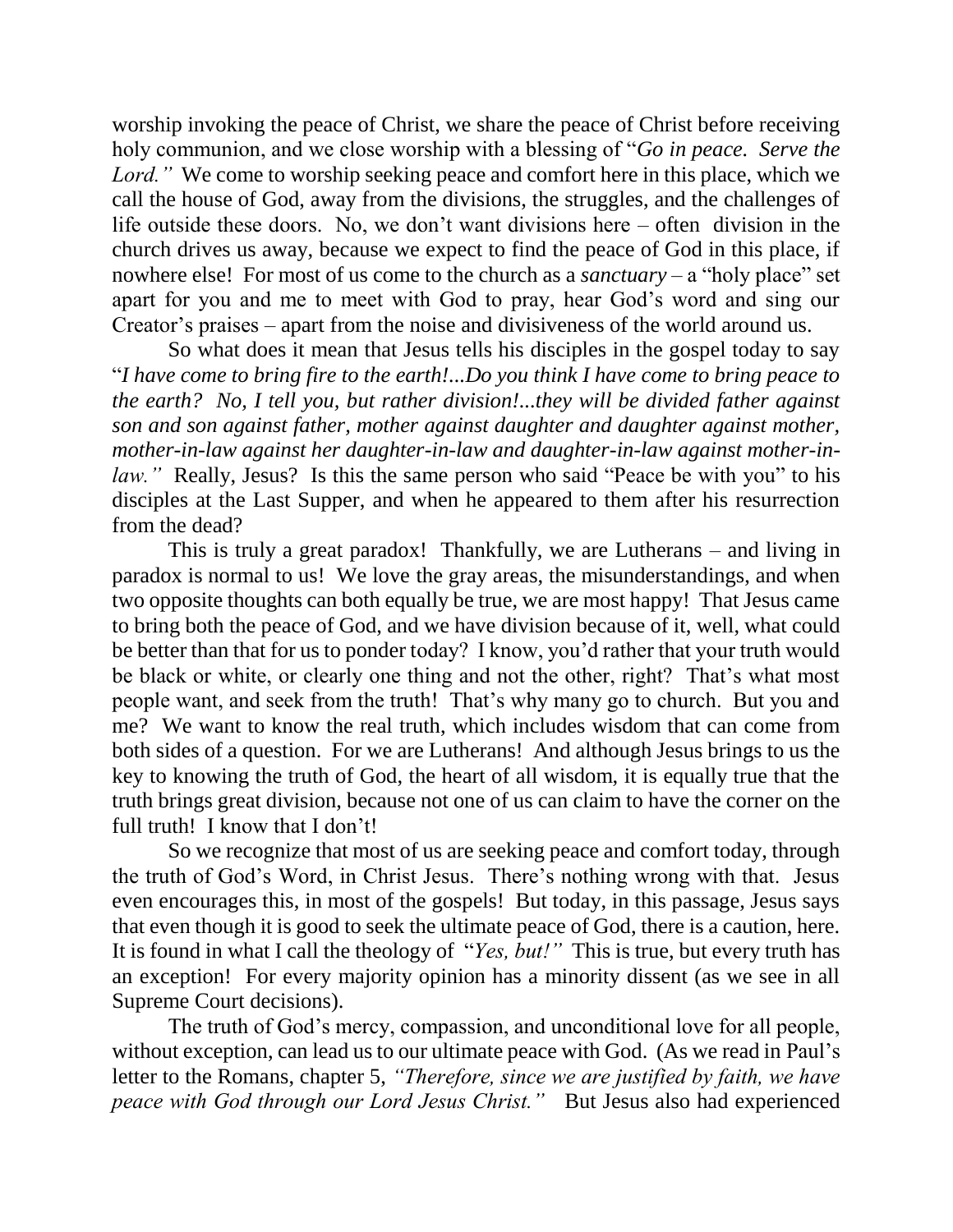worship invoking the peace of Christ, we share the peace of Christ before receiving holy communion, and we close worship with a blessing of "*Go in peace. Serve the Lord."* We come to worship seeking peace and comfort here in this place, which we call the house of God, away from the divisions, the struggles, and the challenges of life outside these doors. No, we don't want divisions here – often division in the church drives us away, because we expect to find the peace of God in this place, if nowhere else! For most of us come to the church as a *sanctuary* – a "holy place" set apart for you and me to meet with God to pray, hear God's word and sing our Creator's praises – apart from the noise and divisiveness of the world around us.

So what does it mean that Jesus tells his disciples in the gospel today to say "*I have come to bring fire to the earth!...Do you think I have come to bring peace to the earth? No, I tell you, but rather division!...they will be divided father against son and son against father, mother against daughter and daughter against mother, mother-in-law against her daughter-in-law and daughter-in-law against mother-in-law."* Really, Jesus? Is this the same person who said "Peace be with you" to his disciples at the Last Supper, and when he appeared to them after his resurrection from the dead?

This is truly a great paradox! Thankfully, we are Lutherans – and living in paradox is normal to us! We love the gray areas, the misunderstandings, and when two opposite thoughts can both equally be true, we are most happy! That Jesus came to bring both the peace of God, and we have division because of it, well, what could be better than that for us to ponder today? I know, you'd rather that your truth would be black or white, or clearly one thing and not the other, right? That's what most people want, and seek from the truth! That's why many go to church. But you and me? We want to know the real truth, which includes wisdom that can come from both sides of a question. For we are Lutherans! And although Jesus brings to us the key to knowing the truth of God, the heart of all wisdom, it is equally true that the truth brings great division, because not one of us can claim to have the corner on the full truth! I know that I don't!

So we recognize that most of us are seeking peace and comfort today, through the truth of God's Word, in Christ Jesus. There's nothing wrong with that. Jesus even encourages this, in most of the gospels! But today, in this passage, Jesus says that even though it is good to seek the ultimate peace of God, there is a caution, here. It is found in what I call the theology of "*Yes, but!"* This is true, but every truth has an exception! For every majority opinion has a minority dissent (as we see in all Supreme Court decisions).

The truth of God's mercy, compassion, and unconditional love for all people, without exception, can lead us to our ultimate peace with God. (As we read in Paul's letter to the Romans, chapter 5, *"Therefore, since we are justified by faith, we have peace with God through our Lord Jesus Christ."* But Jesus also had experienced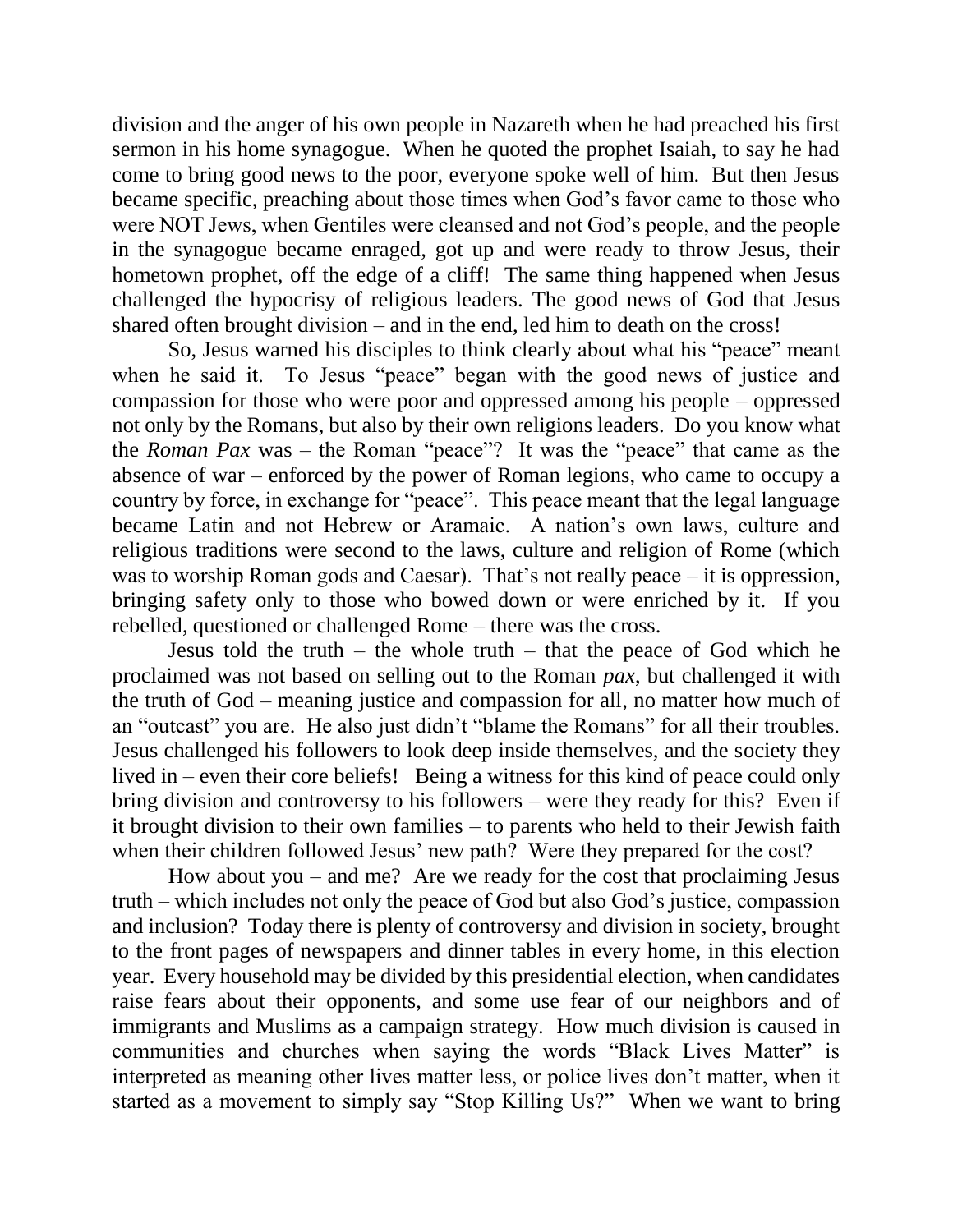division and the anger of his own people in Nazareth when he had preached his first sermon in his home synagogue. When he quoted the prophet Isaiah, to say he had come to bring good news to the poor, everyone spoke well of him. But then Jesus became specific, preaching about those times when God's favor came to those who were NOT Jews, when Gentiles were cleansed and not God's people, and the people in the synagogue became enraged, got up and were ready to throw Jesus, their hometown prophet, off the edge of a cliff! The same thing happened when Jesus challenged the hypocrisy of religious leaders. The good news of God that Jesus shared often brought division – and in the end, led him to death on the cross!

So, Jesus warned his disciples to think clearly about what his "peace" meant when he said it. To Jesus "peace" began with the good news of justice and compassion for those who were poor and oppressed among his people – oppressed not only by the Romans, but also by their own religions leaders. Do you know what the *Roman Pax* was – the Roman "peace"? It was the "peace" that came as the absence of war – enforced by the power of Roman legions, who came to occupy a country by force, in exchange for "peace". This peace meant that the legal language became Latin and not Hebrew or Aramaic. A nation's own laws, culture and religious traditions were second to the laws, culture and religion of Rome (which was to worship Roman gods and Caesar). That's not really peace – it is oppression, bringing safety only to those who bowed down or were enriched by it. If you rebelled, questioned or challenged Rome – there was the cross.

Jesus told the truth – the whole truth – that the peace of God which he proclaimed was not based on selling out to the Roman *pax*, but challenged it with the truth of God – meaning justice and compassion for all, no matter how much of an "outcast" you are. He also just didn't "blame the Romans" for all their troubles. Jesus challenged his followers to look deep inside themselves, and the society they lived in – even their core beliefs! Being a witness for this kind of peace could only bring division and controversy to his followers – were they ready for this? Even if it brought division to their own families – to parents who held to their Jewish faith when their children followed Jesus' new path? Were they prepared for the cost?

How about you – and me? Are we ready for the cost that proclaiming Jesus truth – which includes not only the peace of God but also God's justice, compassion and inclusion? Today there is plenty of controversy and division in society, brought to the front pages of newspapers and dinner tables in every home, in this election year. Every household may be divided by this presidential election, when candidates raise fears about their opponents, and some use fear of our neighbors and of immigrants and Muslims as a campaign strategy. How much division is caused in communities and churches when saying the words "Black Lives Matter" is interpreted as meaning other lives matter less, or police lives don't matter, when it started as a movement to simply say "Stop Killing Us?" When we want to bring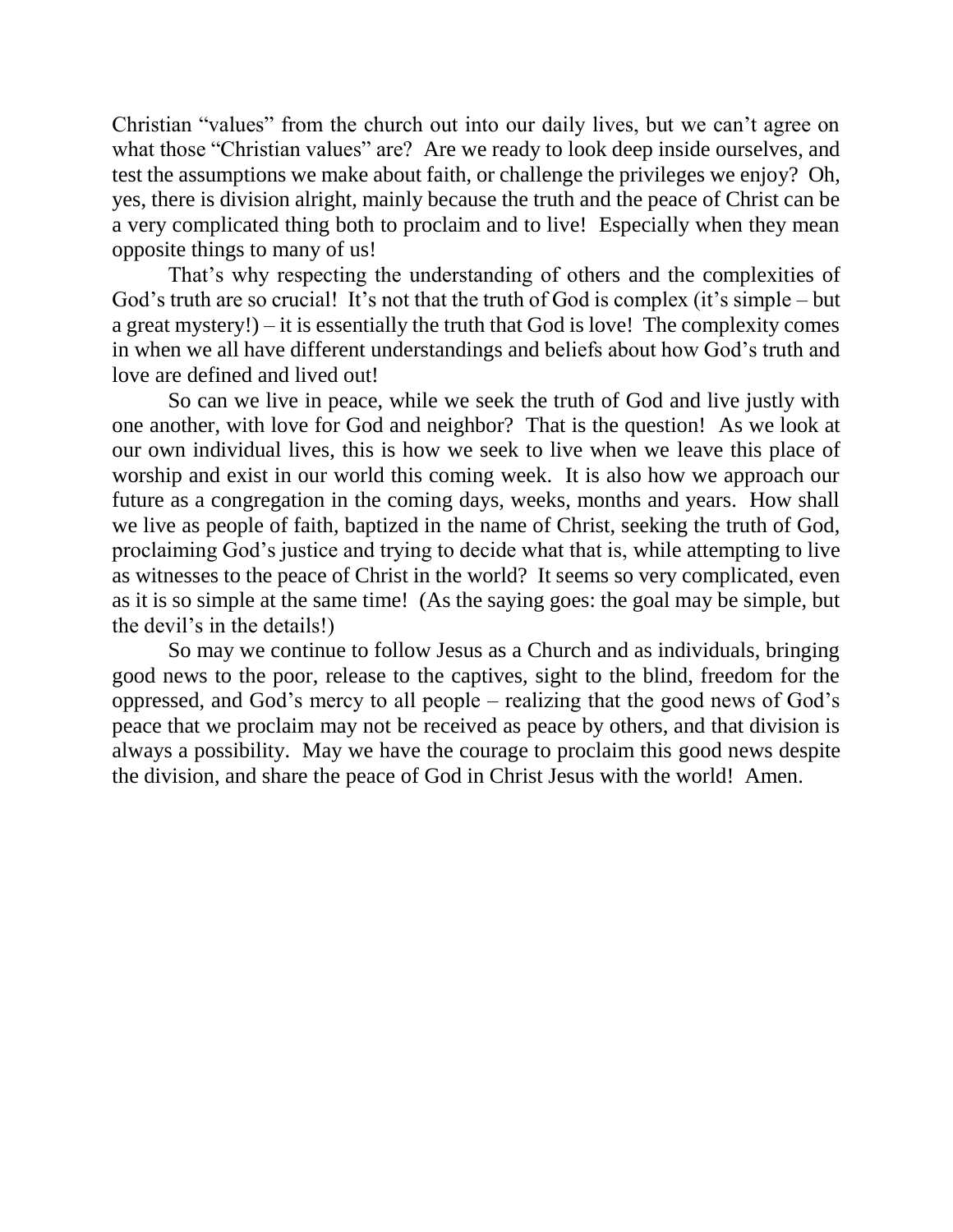Christian "values" from the church out into our daily lives, but we can't agree on what those "Christian values" are? Are we ready to look deep inside ourselves, and test the assumptions we make about faith, or challenge the privileges we enjoy? Oh, yes, there is division alright, mainly because the truth and the peace of Christ can be a very complicated thing both to proclaim and to live! Especially when they mean opposite things to many of us!

That's why respecting the understanding of others and the complexities of God's truth are so crucial! It's not that the truth of God is complex (it's simple – but a great mystery!) – it is essentially the truth that God is love! The complexity comes in when we all have different understandings and beliefs about how God's truth and love are defined and lived out!

So can we live in peace, while we seek the truth of God and live justly with one another, with love for God and neighbor? That is the question! As we look at our own individual lives, this is how we seek to live when we leave this place of worship and exist in our world this coming week. It is also how we approach our future as a congregation in the coming days, weeks, months and years. How shall we live as people of faith, baptized in the name of Christ, seeking the truth of God, proclaiming God's justice and trying to decide what that is, while attempting to live as witnesses to the peace of Christ in the world? It seems so very complicated, even as it is so simple at the same time! (As the saying goes: the goal may be simple, but the devil's in the details!)

So may we continue to follow Jesus as a Church and as individuals, bringing good news to the poor, release to the captives, sight to the blind, freedom for the oppressed, and God's mercy to all people – realizing that the good news of God's peace that we proclaim may not be received as peace by others, and that division is always a possibility. May we have the courage to proclaim this good news despite the division, and share the peace of God in Christ Jesus with the world! Amen.